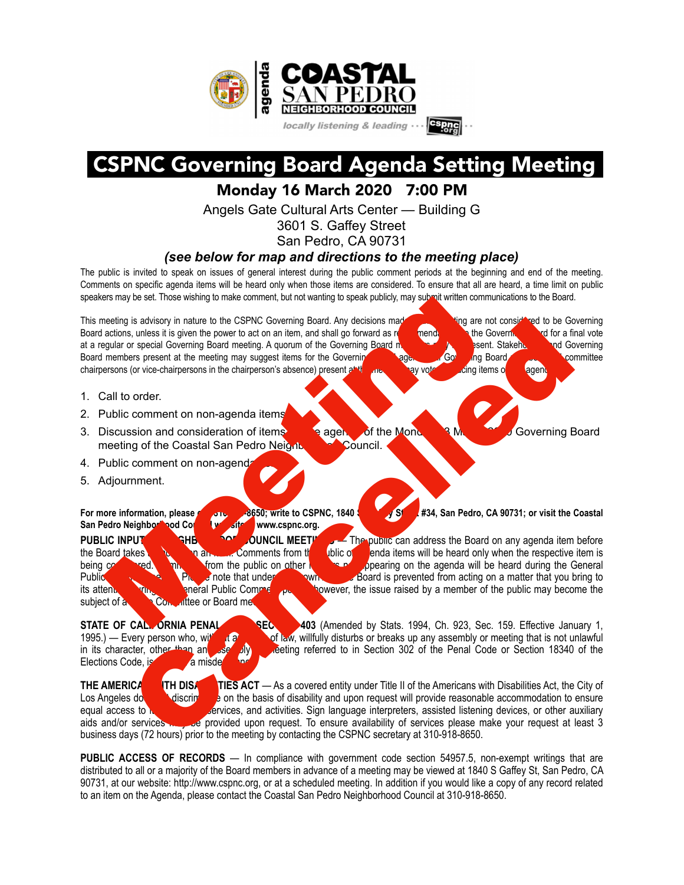# CSPNC Governing Board Agenda Setting Meeting

## Monday 16 March 2020 7:00 PM

Angels Gate Cultural Arts Center — Building G
3601 S. Gaffey Street
San Pedro, CA 90731

***(see below for map and directions to the meeting place)***

**Meeting Cancelled**

The public is invited to speak on issues of general interest during the public comment periods at the beginning and end of the meeting. Comments on specific agenda items will be heard only when those items are considered. To ensure that all are heard, a time limit on public speakers may be set. Those wishing to make comment, but not wanting to speak publicly, may submit written communications to the Board.

This meeting is advisory in nature to the CSPNC Governing Board. Any decisions made at this meeting are not considered to be Governing Board actions, unless it is given the power to act on an item, and shall go forward as recommendations to the Governing Board for a final vote at a regular or special Governing Board meeting. A quorum of the Governing Board may be present. Stakeholders and Governing Board members present at the meeting may suggest items for the Governing Board agenda. Governing Board officers and committee chairpersons (or vice-chairpersons in the chairperson's absence) present at the meeting may vote on placing items on the agenda.

1. Call to order.
2. Public comment on non-agenda items.
3. Discussion and consideration of items for the agenda of the Monday 23 March 2020 Governing Board meeting of the Coastal San Pedro Neighborhood Council.
4. Public comment on non-agenda items.
5. Adjournment.

**For more information, please call 310-918-8650; write to CSPNC, 1840 S. Gaffey St. #34, San Pedro, CA 90731; or visit the Coastal San Pedro Neighborhood Council website: www.cspnc.org.**

**PUBLIC INPUT AT NEIGHBORHOOD COUNCIL MEETINGS** — The public can address the Board on any agenda item before the Board takes an action on an item. Comments from the public on agenda items will be heard only when the respective item is being considered. Comments from the public on other matters not appearing on the agenda will be heard during the General Public Comment period. Please note that under the Brown Act, the Board is prevented from acting on a matter that you bring to its attention during the General Public Comment period; however, the issue raised by a member of the public may become the subject of a future Committee or Board meeting.

**STATE OF CALIFORNIA PENAL CODE SECTION 403** (Amended by Stats. 1994, Ch. 923, Sec. 159. Effective January 1, 1995.) — Every person who, without authority of law, willfully disturbs or breaks up any assembly or meeting that is not unlawful in its character, other than an assembly or meeting referred to in Section 302 of the Penal Code or Section 18340 of the Elections Code, is guilty of a misdemeanor.

**THE AMERICANS WITH DISABILITIES ACT** — As a covered entity under Title II of the Americans with Disabilities Act, the City of Los Angeles does not discriminate on the basis of disability and upon request will provide reasonable accommodation to ensure equal access to its programs, services, and activities. Sign language interpreters, assisted listening devices, or other auxiliary aids and/or services may be provided upon request. To ensure availability of services please make your request at least 3 business days (72 hours) prior to the meeting by contacting the CSPNC secretary at 310-918-8650.

**PUBLIC ACCESS OF RECORDS** — In compliance with government code section 54957.5, non-exempt writings that are distributed to all or a majority of the Board members in advance of a meeting may be viewed at 1840 S Gaffey St, San Pedro, CA 90731, at our website: http://www.cspnc.org, or at a scheduled meeting. In addition if you would like a copy of any record related to an item on the Agenda, please contact the Coastal San Pedro Neighborhood Council at 310-918-8650.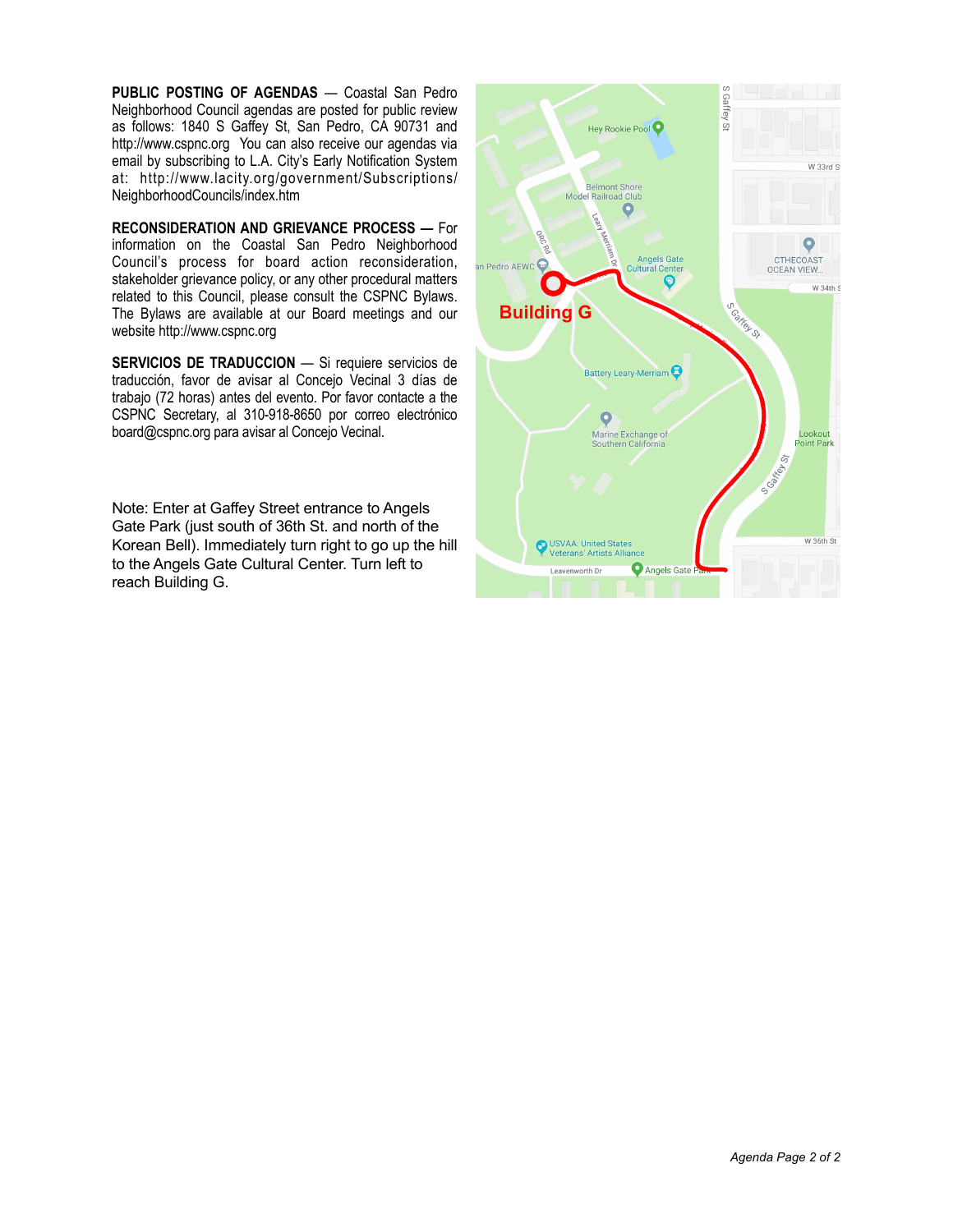**PUBLIC POSTING OF AGENDAS** — Coastal San Pedro Neighborhood Council agendas are posted for public review as follows: 1840 S Gaffey St, San Pedro, CA 90731 and http://www.cspnc.org You can also receive our agendas via email by subscribing to L.A. City's Early Notification System at: http://www.lacity.org/government/Subscriptions/NeighborhoodCouncils/index.htm

**RECONSIDERATION AND GRIEVANCE PROCESS** — For information on the Coastal San Pedro Neighborhood Council's process for board action reconsideration, stakeholder grievance policy, or any other procedural matters related to this Council, please consult the CSPNC Bylaws. The Bylaws are available at our Board meetings and our website http://www.cspnc.org

**SERVICIOS DE TRADUCCION** — Si requiere servicios de traducción, favor de avisar al Concejo Vecinal 3 días de trabajo (72 horas) antes del evento. Por favor contacte a the CSPNC Secretary, al 310-918-8650 por correo electrónico board@cspnc.org para avisar al Concejo Vecinal.

Note: Enter at Gaffey Street entrance to Angels Gate Park (just south of 36th St. and north of the Korean Bell). Immediately turn right to go up the hill to the Angels Gate Cultural Center. Turn left to reach Building G.

Building G